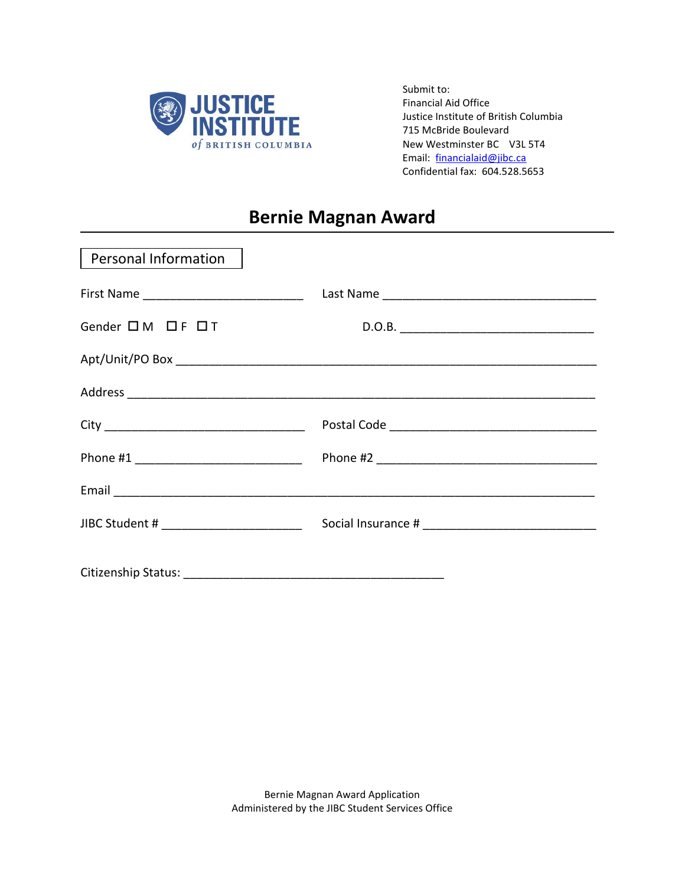JUSTICE INSTITUTE of BRITISH COLUMBIA

Submit to:
Financial Aid Office
Justice Institute of British Columbia
715 McBride Boulevard
New Westminster BC V3L 5T4
Email: financialaid@jibc.ca
Confidential fax: 604.528.5653

# Bernie Magnan Award

## Personal Information

First Name ________________________ Last Name ________________________________

Gender ☐ M ☐ F ☐ T D.O.B. _____________________________

Apt/Unit/PO Box ________________________________________________________________

Address ______________________________________________________________________

City ______________________________ Postal Code _______________________________

Phone #1 _________________________ Phone #2 _________________________________

Email ________________________________________________________________________

JIBC Student # _____________________ Social Insurance # __________________________

Citizenship Status: ________________________________________

Bernie Magnan Award Application
Administered by the JIBC Student Services Office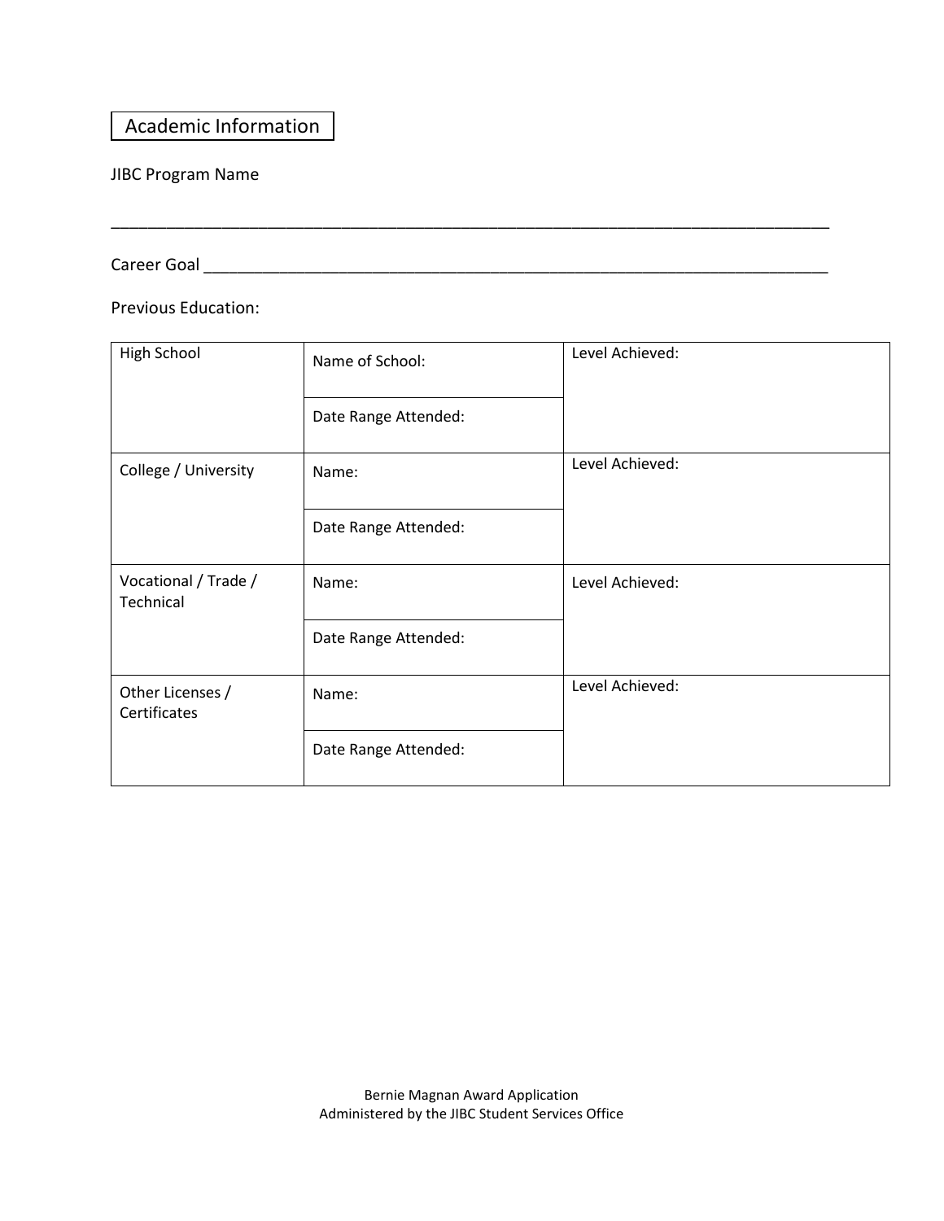## Academic Information

JIBC Program Name

________________________________________________________________________________

Career Goal ______________________________________________________________________

Previous Education:

| | | |
|---|---|---|
| High School | Name of School: | Level Achieved: |
| | Date Range Attended: | |
| College / University | Name: | Level Achieved: |
| | Date Range Attended: | |
| Vocational / Trade / Technical | Name: | Level Achieved: |
| | Date Range Attended: | |
| Other Licenses / Certificates | Name: | Level Achieved: |
| | Date Range Attended: | |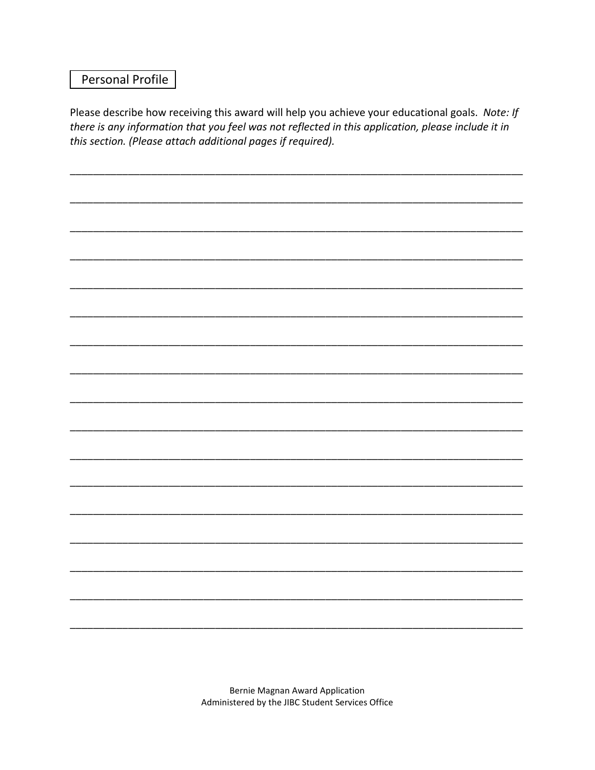## Personal Profile

Please describe how receiving this award will help you achieve your educational goals. *Note: If there is any information that you feel was not reflected in this application, please include it in this section. (Please attach additional pages if required).*

_______________________________________________________________________________

_______________________________________________________________________________

_______________________________________________________________________________

_______________________________________________________________________________

_______________________________________________________________________________

_______________________________________________________________________________

_______________________________________________________________________________

_______________________________________________________________________________

_______________________________________________________________________________

_______________________________________________________________________________

_______________________________________________________________________________

_______________________________________________________________________________

_______________________________________________________________________________

_______________________________________________________________________________

_______________________________________________________________________________

_______________________________________________________________________________

_______________________________________________________________________________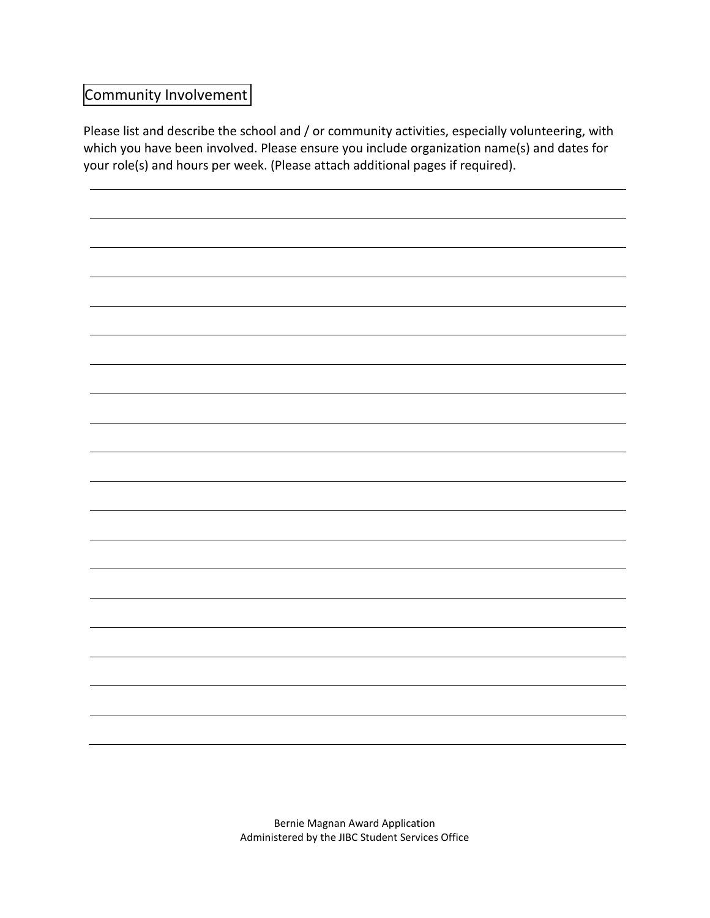## Community Involvement

Please list and describe the school and / or community activities, especially volunteering, with which you have been involved. Please ensure you include organization name(s) and dates for your role(s) and hours per week. (Please attach additional pages if required).

Bernie Magnan Award Application
Administered by the JIBC Student Services Office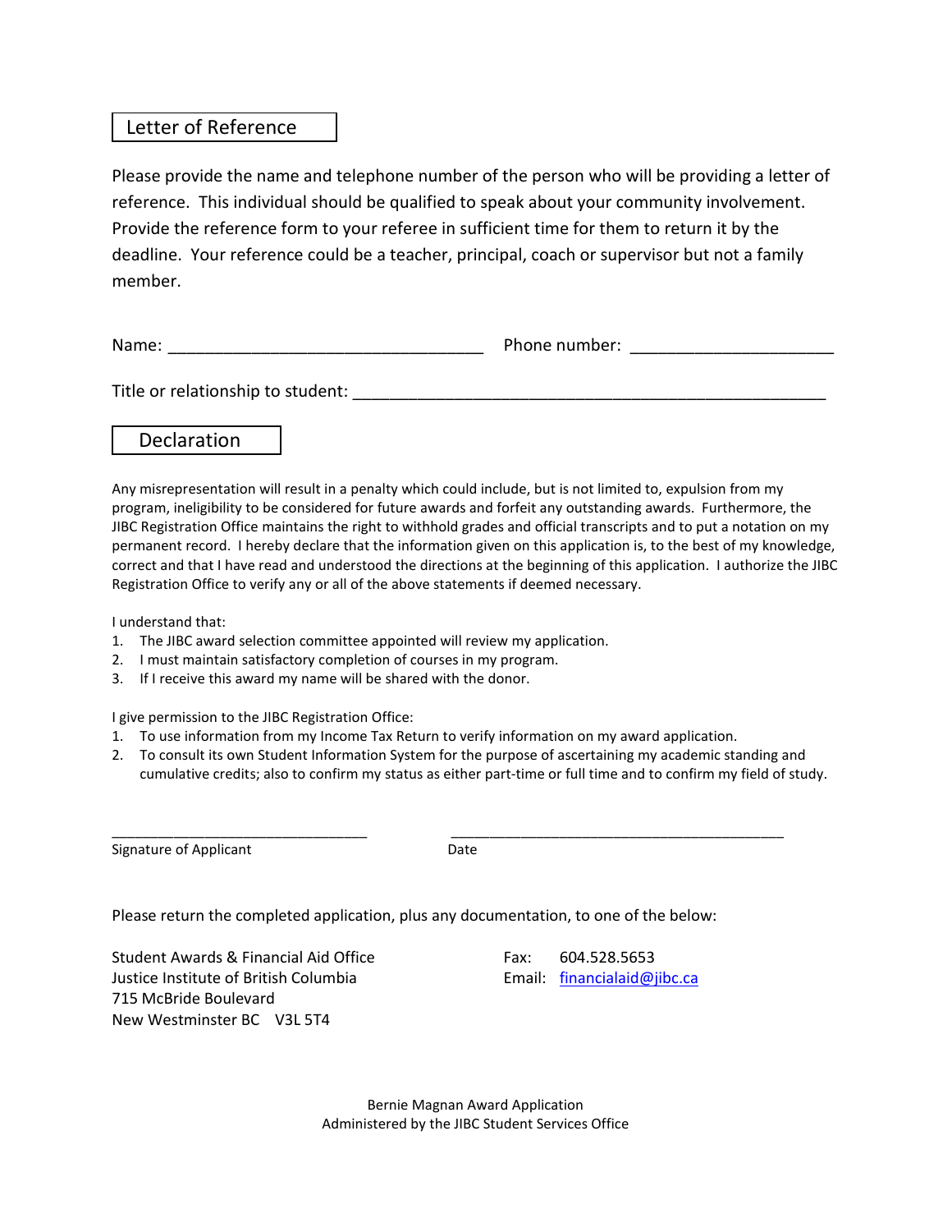## Letter of Reference

Please provide the name and telephone number of the person who will be providing a letter of reference. This individual should be qualified to speak about your community involvement. Provide the reference form to your referee in sufficient time for them to return it by the deadline. Your reference could be a teacher, principal, coach or supervisor but not a family member.

Name: ___________________________________ Phone number: ______________________

Title or relationship to student: ____________________________________________________

## Declaration

Any misrepresentation will result in a penalty which could include, but is not limited to, expulsion from my program, ineligibility to be considered for future awards and forfeit any outstanding awards. Furthermore, the JIBC Registration Office maintains the right to withhold grades and official transcripts and to put a notation on my permanent record. I hereby declare that the information given on this application is, to the best of my knowledge, correct and that I have read and understood the directions at the beginning of this application. I authorize the JIBC Registration Office to verify any or all of the above statements if deemed necessary.

I understand that:

1. The JIBC award selection committee appointed will review my application.
2. I must maintain satisfactory completion of courses in my program.
3. If I receive this award my name will be shared with the donor.

I give permission to the JIBC Registration Office:

1. To use information from my Income Tax Return to verify information on my award application.
2. To consult its own Student Information System for the purpose of ascertaining my academic standing and cumulative credits; also to confirm my status as either part-time or full time and to confirm my field of study.

________________________________ ____________________________________________

Signature of Applicant Date

Please return the completed application, plus any documentation, to one of the below:

Student Awards & Financial Aid Office
Justice Institute of British Columbia
715 McBride Boulevard
New Westminster BC V3L 5T4

Fax: 604.528.5653
Email: financialaid@jibc.ca

Bernie Magnan Award Application
Administered by the JIBC Student Services Office